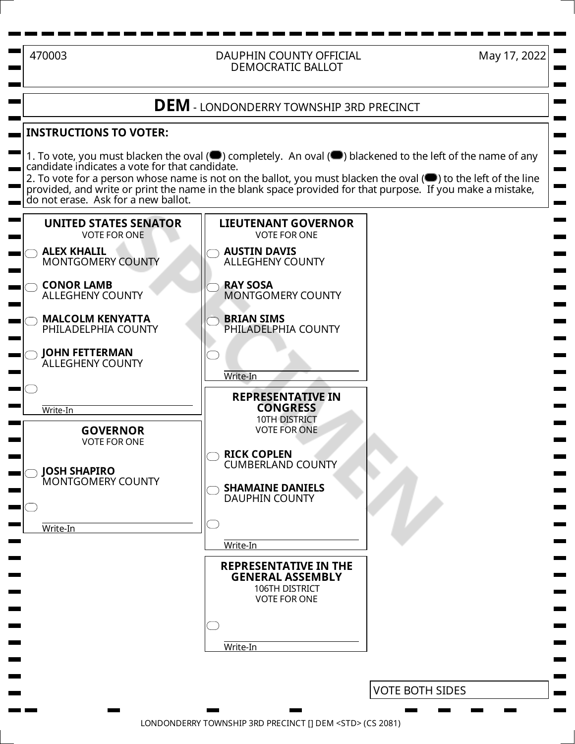470003

DAUPHIN COUNTY OFFICIAL
DEMOCRATIC BALLOT

May 17, 2022

# DEM - LONDONDERRY TOWNSHIP 3RD PRECINCT

**INSTRUCTIONS TO VOTER:**

1. To vote, you must blacken the oval (⬬) completely. An oval (⬬) blackened to the left of the name of any candidate indicates a vote for that candidate.
2. To vote for a person whose name is not on the ballot, you must blacken the oval (⬬) to the left of the line provided, and write or print the name in the blank space provided for that purpose. If you make a mistake, do not erase. Ask for a new ballot.

## UNITED STATES SENATOR
VOTE FOR ONE

- ⬭ **ALEX KHALIL**
  MONTGOMERY COUNTY
- ⬭ **CONOR LAMB**
  ALLEGHENY COUNTY
- ⬭ **MALCOLM KENYATTA**
  PHILADELPHIA COUNTY
- ⬭ **JOHN FETTERMAN**
  ALLEGHENY COUNTY
- ⬭ ____________________
  Write-In

## GOVERNOR
VOTE FOR ONE

- ⬭ **JOSH SHAPIRO**
  MONTGOMERY COUNTY
- ⬭ ____________________
  Write-In

## LIEUTENANT GOVERNOR
VOTE FOR ONE

- ⬭ **AUSTIN DAVIS**
  ALLEGHENY COUNTY
- ⬭ **RAY SOSA**
  MONTGOMERY COUNTY
- ⬭ **BRIAN SIMS**
  PHILADELPHIA COUNTY
- ⬭ ____________________
  Write-In

## REPRESENTATIVE IN CONGRESS
10TH DISTRICT
VOTE FOR ONE

- ⬭ **RICK COPLEN**
  CUMBERLAND COUNTY
- ⬭ **SHAMAINE DANIELS**
  DAUPHIN COUNTY
- ⬭ ____________________
  Write-In

## REPRESENTATIVE IN THE GENERAL ASSEMBLY
106TH DISTRICT
VOTE FOR ONE

- ⬭ ____________________
  Write-In

VOTE BOTH SIDES

LONDONDERRY TOWNSHIP 3RD PRECINCT [] DEM <STD> (CS 2081)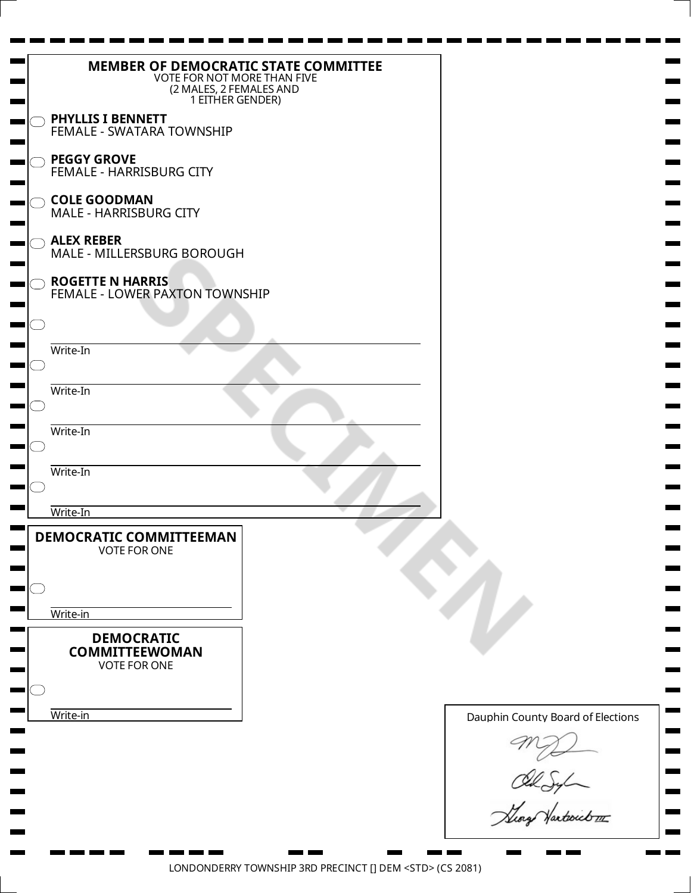## MEMBER OF DEMOCRATIC STATE COMMITTEE

VOTE FOR NOT MORE THAN FIVE
(2 MALES, 2 FEMALES AND
1 EITHER GENDER)

- **PHYLLIS I BENNETT**
  FEMALE - SWATARA TOWNSHIP
- **PEGGY GROVE**
  FEMALE - HARRISBURG CITY
- **COLE GOODMAN**
  MALE - HARRISBURG CITY
- **ALEX REBER**
  MALE - MILLERSBURG BOROUGH
- **ROGETTE N HARRIS**
  FEMALE - LOWER PAXTON TOWNSHIP
- Write-In
- Write-In
- Write-In
- Write-In
- Write-In

## DEMOCRATIC COMMITTEEMAN

VOTE FOR ONE

- Write-in

## DEMOCRATIC COMMITTEEWOMAN

VOTE FOR ONE

- Write-in

SPECIMEN

Dauphin County Board of Elections

LONDONDERRY TOWNSHIP 3RD PRECINCT [] DEM <STD> (CS 2081)